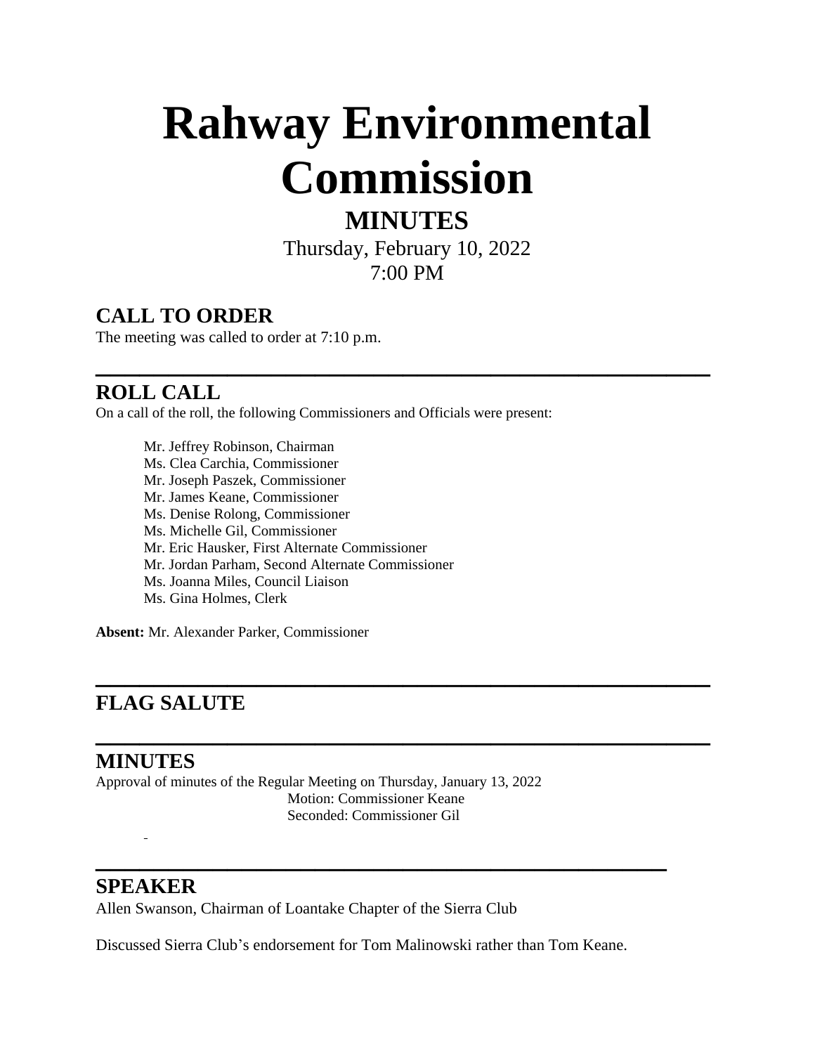# Rahway Environmental Commission

## MINUTES

Thursday, February 10, 2022
7:00 PM

## CALL TO ORDER

The meeting was called to order at 7:10 p.m.

---

## ROLL CALL

On a call of the roll, the following Commissioners and Officials were present:

Mr. Jeffrey Robinson, Chairman
Ms. Clea Carchia, Commissioner
Mr. Joseph Paszek, Commissioner
Mr. James Keane, Commissioner
Ms. Denise Rolong, Commissioner
Ms. Michelle Gil, Commissioner
Mr. Eric Hausker, First Alternate Commissioner
Mr. Jordan Parham, Second Alternate Commissioner
Ms. Joanna Miles, Council Liaison
Ms. Gina Holmes, Clerk

**Absent:** Mr. Alexander Parker, Commissioner

---

## FLAG SALUTE

---

## MINUTES

Approval of minutes of the Regular Meeting on Thursday, January 13, 2022

Motion: Commissioner Keane
Seconded: Commissioner Gil

---

## SPEAKER

Allen Swanson, Chairman of Loantake Chapter of the Sierra Club

Discussed Sierra Club's endorsement for Tom Malinowski rather than Tom Keane.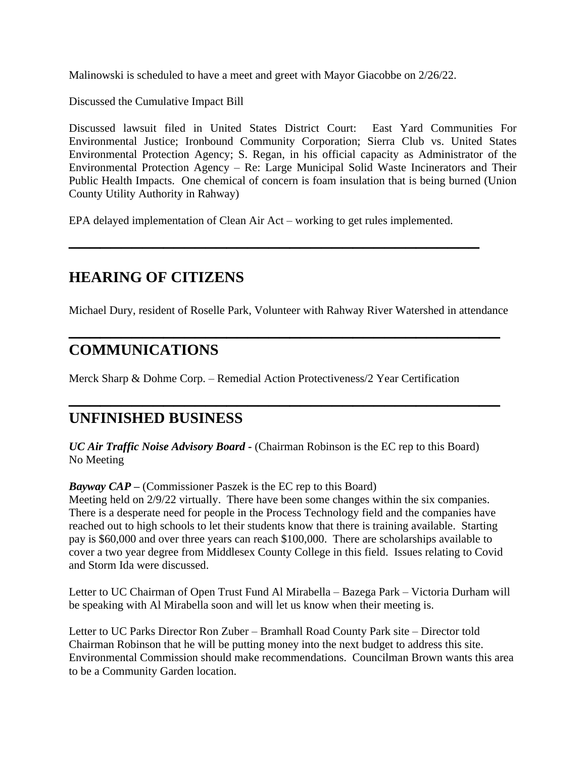Malinowski is scheduled to have a meet and greet with Mayor Giacobbe on 2/26/22.

Discussed the Cumulative Impact Bill

Discussed lawsuit filed in United States District Court: East Yard Communities For Environmental Justice; Ironbound Community Corporation; Sierra Club vs. United States Environmental Protection Agency; S. Regan, in his official capacity as Administrator of the Environmental Protection Agency – Re: Large Municipal Solid Waste Incinerators and Their Public Health Impacts. One chemical of concern is foam insulation that is being burned (Union County Utility Authority in Rahway)

EPA delayed implementation of Clean Air Act – working to get rules implemented.

---

## HEARING OF CITIZENS

Michael Dury, resident of Roselle Park, Volunteer with Rahway River Watershed in attendance

---

## COMMUNICATIONS

Merck Sharp & Dohme Corp. – Remedial Action Protectiveness/2 Year Certification

---

## UNFINISHED BUSINESS

***UC Air Traffic Noise Advisory Board*** **-** (Chairman Robinson is the EC rep to this Board)
No Meeting

***Bayway CAP*** **–** (Commissioner Paszek is the EC rep to this Board)
Meeting held on 2/9/22 virtually. There have been some changes within the six companies. There is a desperate need for people in the Process Technology field and the companies have reached out to high schools to let their students know that there is training available. Starting pay is $60,000 and over three years can reach $100,000. There are scholarships available to cover a two year degree from Middlesex County College in this field. Issues relating to Covid and Storm Ida were discussed.

Letter to UC Chairman of Open Trust Fund Al Mirabella – Bazega Park – Victoria Durham will be speaking with Al Mirabella soon and will let us know when their meeting is.

Letter to UC Parks Director Ron Zuber – Bramhall Road County Park site – Director told Chairman Robinson that he will be putting money into the next budget to address this site. Environmental Commission should make recommendations. Councilman Brown wants this area to be a Community Garden location.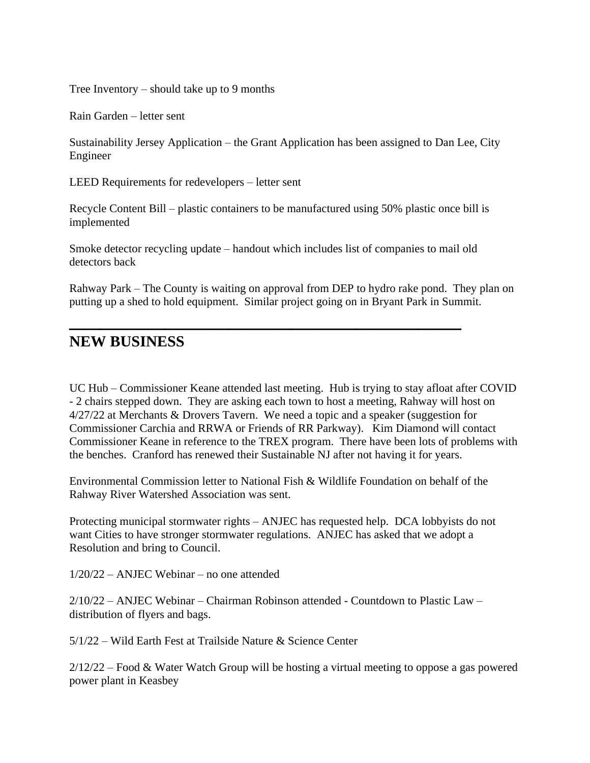Tree Inventory – should take up to 9 months

Rain Garden – letter sent

Sustainability Jersey Application – the Grant Application has been assigned to Dan Lee, City Engineer

LEED Requirements for redevelopers – letter sent

Recycle Content Bill – plastic containers to be manufactured using 50% plastic once bill is implemented

Smoke detector recycling update – handout which includes list of companies to mail old detectors back

Rahway Park – The County is waiting on approval from DEP to hydro rake pond. They plan on putting up a shed to hold equipment. Similar project going on in Bryant Park in Summit.

---

## NEW BUSINESS

UC Hub – Commissioner Keane attended last meeting. Hub is trying to stay afloat after COVID - 2 chairs stepped down. They are asking each town to host a meeting, Rahway will host on 4/27/22 at Merchants & Drovers Tavern. We need a topic and a speaker (suggestion for Commissioner Carchia and RRWA or Friends of RR Parkway). Kim Diamond will contact Commissioner Keane in reference to the TREX program. There have been lots of problems with the benches. Cranford has renewed their Sustainable NJ after not having it for years.

Environmental Commission letter to National Fish & Wildlife Foundation on behalf of the Rahway River Watershed Association was sent.

Protecting municipal stormwater rights – ANJEC has requested help. DCA lobbyists do not want Cities to have stronger stormwater regulations. ANJEC has asked that we adopt a Resolution and bring to Council.

1/20/22 – ANJEC Webinar – no one attended

2/10/22 – ANJEC Webinar – Chairman Robinson attended - Countdown to Plastic Law – distribution of flyers and bags.

5/1/22 – Wild Earth Fest at Trailside Nature & Science Center

2/12/22 – Food & Water Watch Group will be hosting a virtual meeting to oppose a gas powered power plant in Keasbey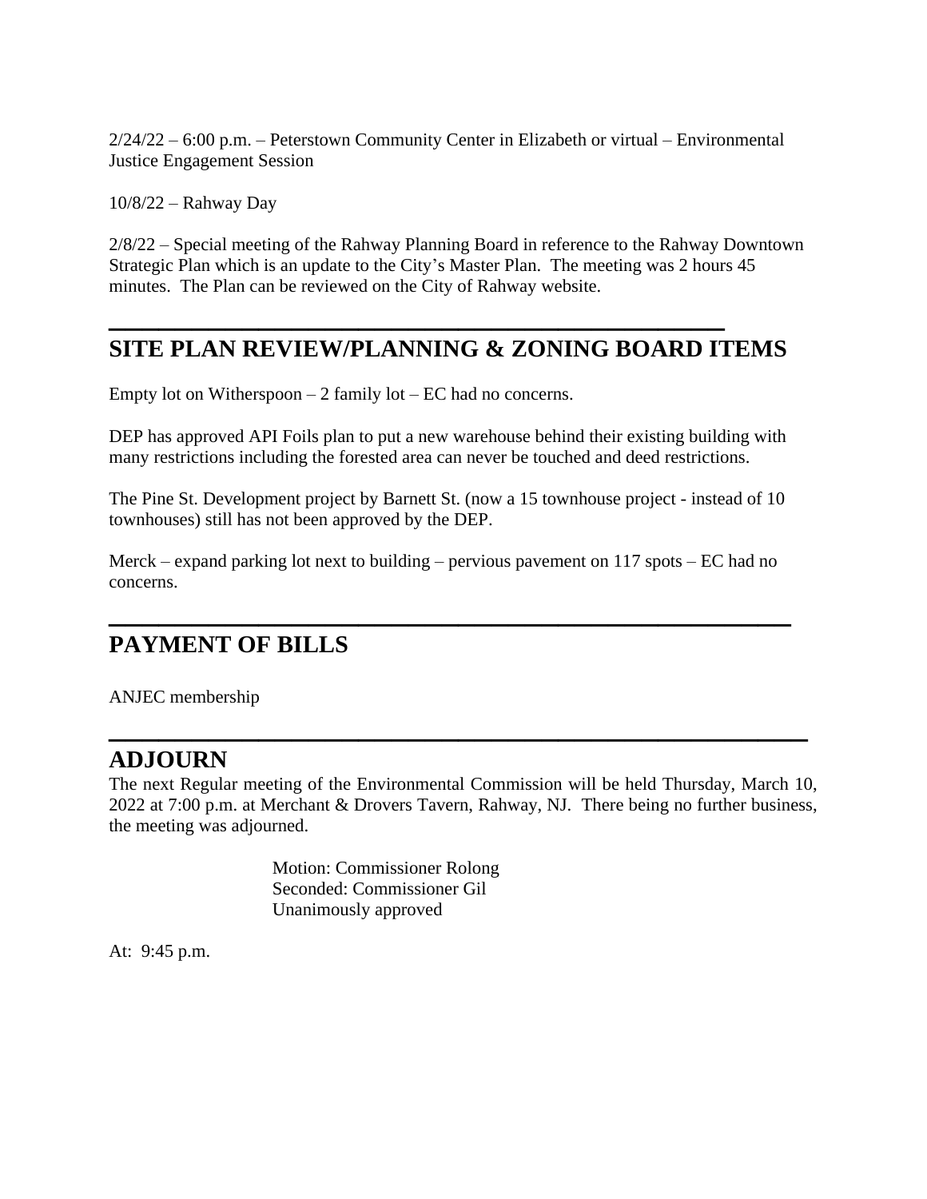2/24/22 – 6:00 p.m. – Peterstown Community Center in Elizabeth or virtual – Environmental Justice Engagement Session

10/8/22 – Rahway Day

2/8/22 – Special meeting of the Rahway Planning Board in reference to the Rahway Downtown Strategic Plan which is an update to the City's Master Plan. The meeting was 2 hours 45 minutes. The Plan can be reviewed on the City of Rahway website.

---

## SITE PLAN REVIEW/PLANNING & ZONING BOARD ITEMS

Empty lot on Witherspoon – 2 family lot – EC had no concerns.

DEP has approved API Foils plan to put a new warehouse behind their existing building with many restrictions including the forested area can never be touched and deed restrictions.

The Pine St. Development project by Barnett St. (now a 15 townhouse project - instead of 10 townhouses) still has not been approved by the DEP.

Merck – expand parking lot next to building – pervious pavement on 117 spots – EC had no concerns.

---

## PAYMENT OF BILLS

ANJEC membership

---

## ADJOURN

The next Regular meeting of the Environmental Commission will be held Thursday, March 10, 2022 at 7:00 p.m. at Merchant & Drovers Tavern, Rahway, NJ. There being no further business, the meeting was adjourned.

Motion: Commissioner Rolong
Seconded: Commissioner Gil
Unanimously approved

At: 9:45 p.m.